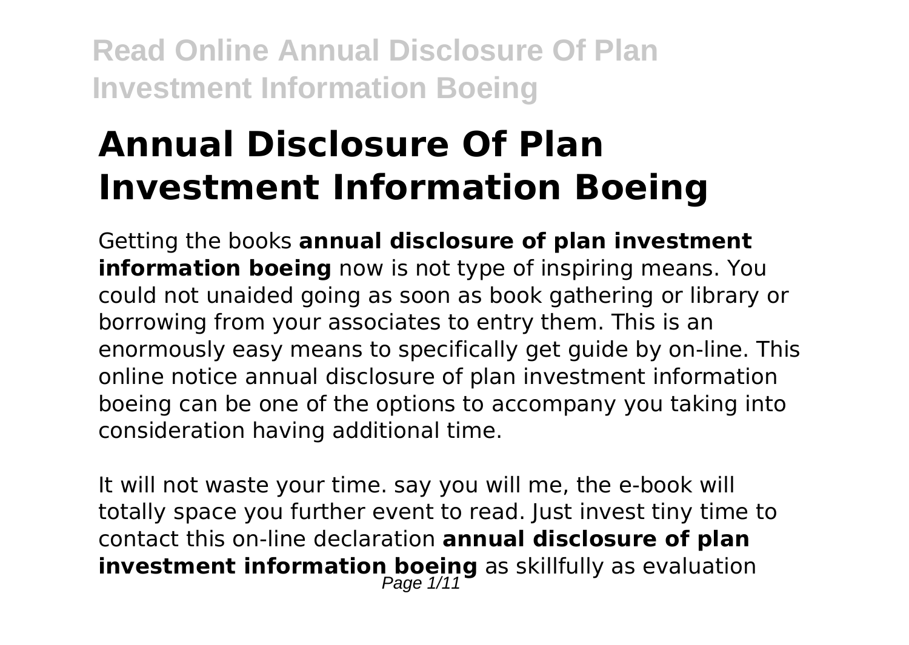# Annual Disclosure Of Plan Investment Information Boeing

Getting the books **annual disclosure of plan investment information boeing** now is not type of inspiring means. You could not unaided going as soon as book gathering or library or borrowing from your associates to entry them. This is an enormously easy means to specifically get guide by on-line. This online notice annual disclosure of plan investment information boeing can be one of the options to accompany you taking into consideration having additional time.

It will not waste your time. say you will me, the e-book will totally space you further event to read. Just invest tiny time to contact this on-line declaration **annual disclosure of plan investment information boeing** as skillfully as evaluation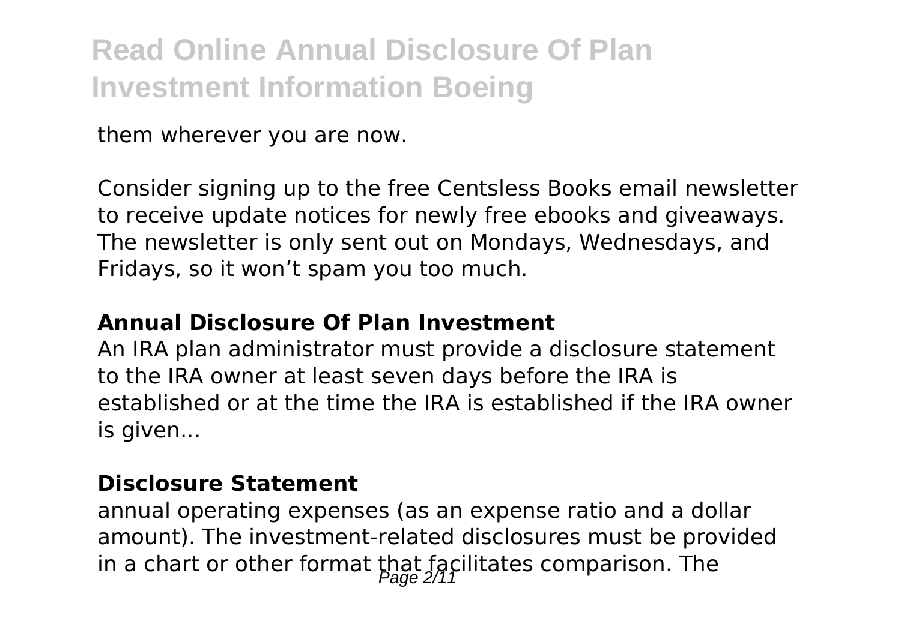them wherever you are now.

Consider signing up to the free Centsless Books email newsletter to receive update notices for newly free ebooks and giveaways. The newsletter is only sent out on Mondays, Wednesdays, and Fridays, so it won't spam you too much.

## Annual Disclosure Of Plan Investment

An IRA plan administrator must provide a disclosure statement to the IRA owner at least seven days before the IRA is established or at the time the IRA is established if the IRA owner is given...

## Disclosure Statement

annual operating expenses (as an expense ratio and a dollar amount). The investment-related disclosures must be provided in a chart or other format that facilitates comparison. The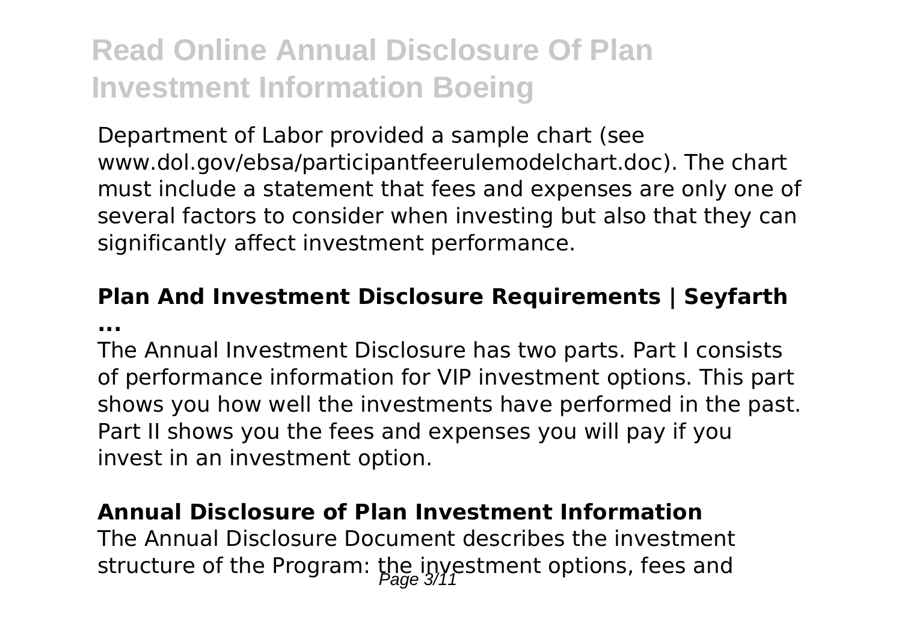Department of Labor provided a sample chart (see www.dol.gov/ebsa/participantfeerulemodelchart.doc). The chart must include a statement that fees and expenses are only one of several factors to consider when investing but also that they can significantly affect investment performance.

## Plan And Investment Disclosure Requirements | Seyfarth ...

The Annual Investment Disclosure has two parts. Part I consists of performance information for VIP investment options. This part shows you how well the investments have performed in the past. Part II shows you the fees and expenses you will pay if you invest in an investment option.

## Annual Disclosure of Plan Investment Information

The Annual Disclosure Document describes the investment structure of the Program: the investment options, fees and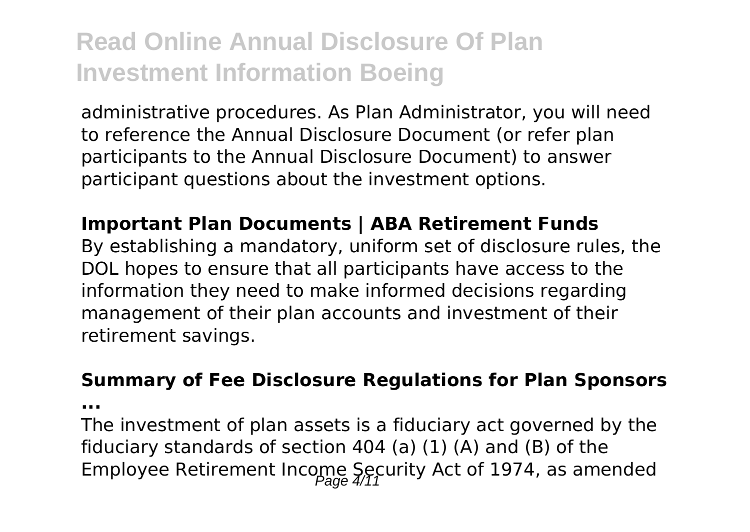administrative procedures. As Plan Administrator, you will need to reference the Annual Disclosure Document (or refer plan participants to the Annual Disclosure Document) to answer participant questions about the investment options.

**Important Plan Documents | ABA Retirement Funds**

By establishing a mandatory, uniform set of disclosure rules, the DOL hopes to ensure that all participants have access to the information they need to make informed decisions regarding management of their plan accounts and investment of their retirement savings.

**Summary of Fee Disclosure Regulations for Plan Sponsors ...**

The investment of plan assets is a fiduciary act governed by the fiduciary standards of section 404 (a) (1) (A) and (B) of the Employee Retirement Income Security Act of 1974, as amended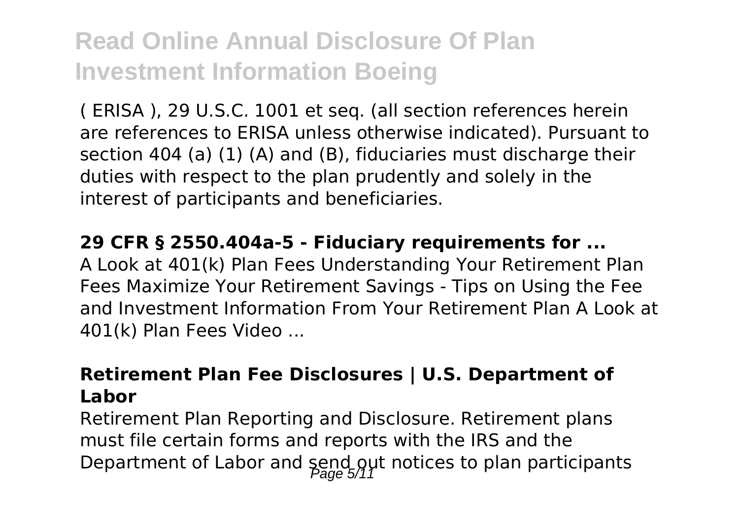( ERISA ), 29 U.S.C. 1001 et seq. (all section references herein are references to ERISA unless otherwise indicated). Pursuant to section 404 (a) (1) (A) and (B), fiduciaries must discharge their duties with respect to the plan prudently and solely in the interest of participants and beneficiaries.

**29 CFR § 2550.404a-5 - Fiduciary requirements for ...**

A Look at 401(k) Plan Fees Understanding Your Retirement Plan Fees Maximize Your Retirement Savings - Tips on Using the Fee and Investment Information From Your Retirement Plan A Look at 401(k) Plan Fees Video ...

**Retirement Plan Fee Disclosures | U.S. Department of Labor**

Retirement Plan Reporting and Disclosure. Retirement plans must file certain forms and reports with the IRS and the Department of Labor and send out notices to plan participants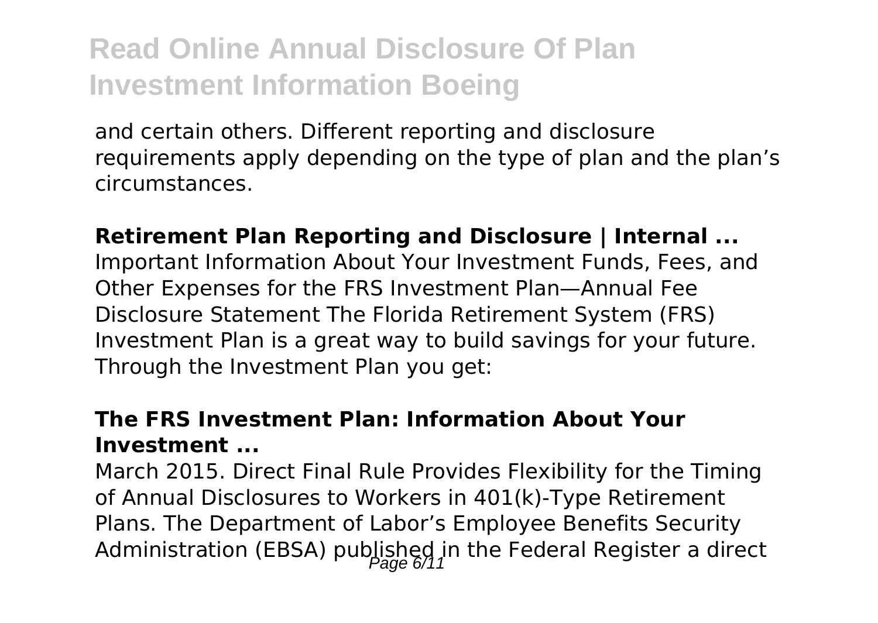and certain others. Different reporting and disclosure requirements apply depending on the type of plan and the plan's circumstances.

**Retirement Plan Reporting and Disclosure | Internal ...**

Important Information About Your Investment Funds, Fees, and Other Expenses for the FRS Investment Plan—Annual Fee Disclosure Statement The Florida Retirement System (FRS) Investment Plan is a great way to build savings for your future. Through the Investment Plan you get:

**The FRS Investment Plan: Information About Your Investment ...**

March 2015. Direct Final Rule Provides Flexibility for the Timing of Annual Disclosures to Workers in 401(k)-Type Retirement Plans. The Department of Labor's Employee Benefits Security Administration (EBSA) published in the Federal Register a direct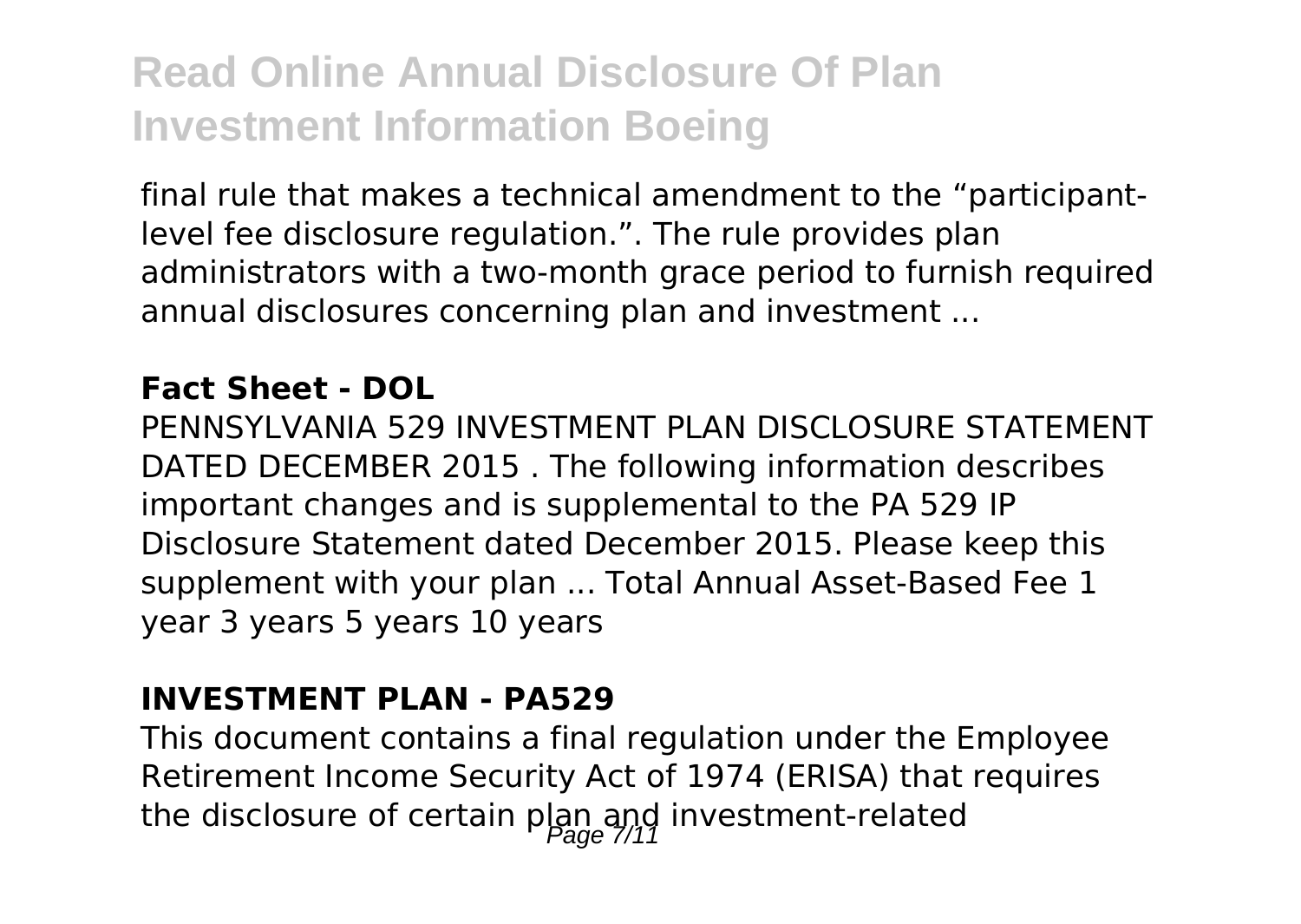final rule that makes a technical amendment to the "participant-level fee disclosure regulation.". The rule provides plan administrators with a two-month grace period to furnish required annual disclosures concerning plan and investment ...

**Fact Sheet - DOL**

PENNSYLVANIA 529 INVESTMENT PLAN DISCLOSURE STATEMENT DATED DECEMBER 2015 . The following information describes important changes and is supplemental to the PA 529 IP Disclosure Statement dated December 2015. Please keep this supplement with your plan ... Total Annual Asset-Based Fee 1 year 3 years 5 years 10 years

**INVESTMENT PLAN - PA529**

This document contains a final regulation under the Employee Retirement Income Security Act of 1974 (ERISA) that requires the disclosure of certain plan and investment-related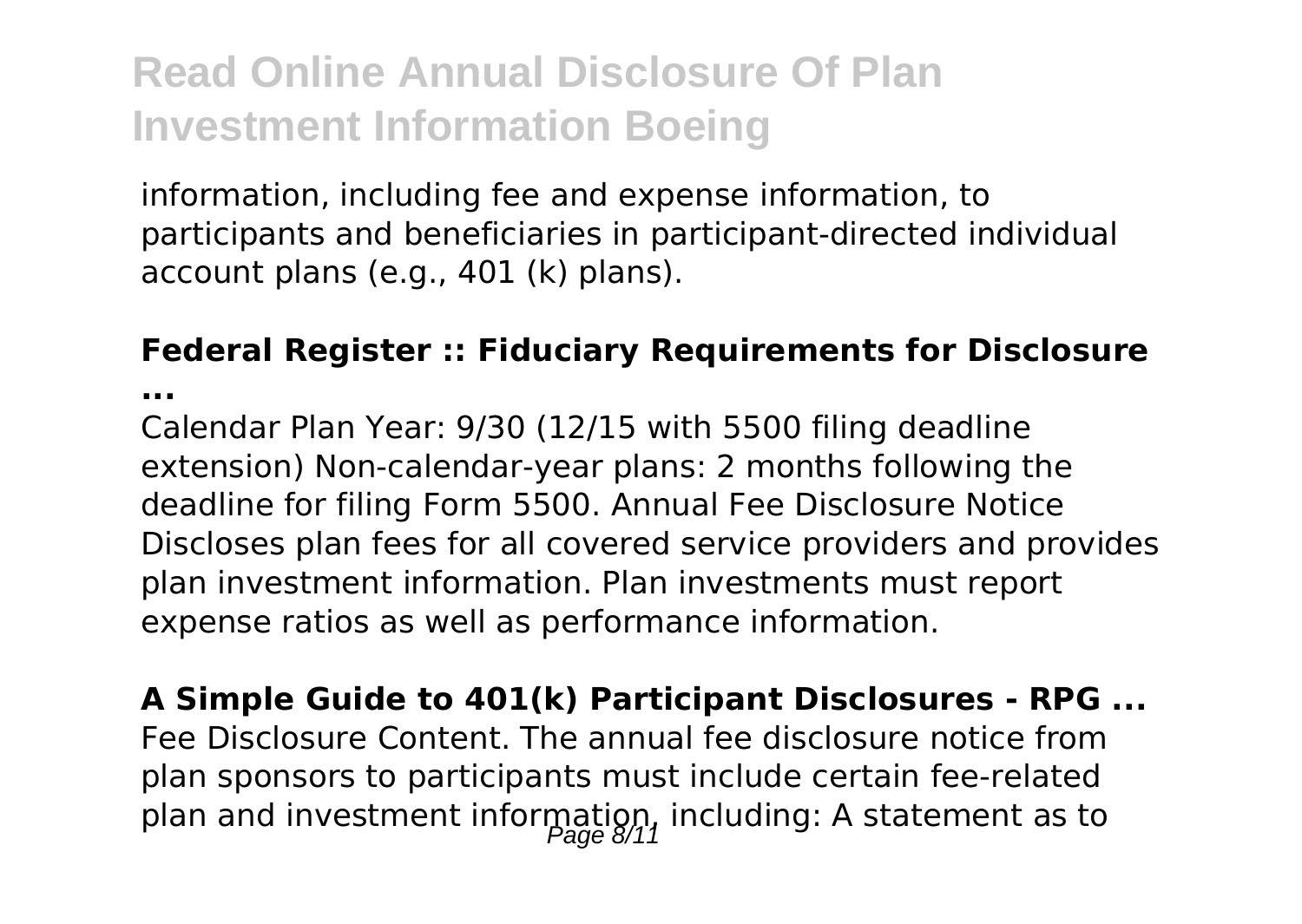information, including fee and expense information, to participants and beneficiaries in participant-directed individual account plans (e.g., 401 (k) plans).

**Federal Register :: Fiduciary Requirements for Disclosure ...**

Calendar Plan Year: 9/30 (12/15 with 5500 filing deadline extension) Non-calendar-year plans: 2 months following the deadline for filing Form 5500. Annual Fee Disclosure Notice Discloses plan fees for all covered service providers and provides plan investment information. Plan investments must report expense ratios as well as performance information.

**A Simple Guide to 401(k) Participant Disclosures - RPG ...**

Fee Disclosure Content. The annual fee disclosure notice from plan sponsors to participants must include certain fee-related plan and investment information, including: A statement as to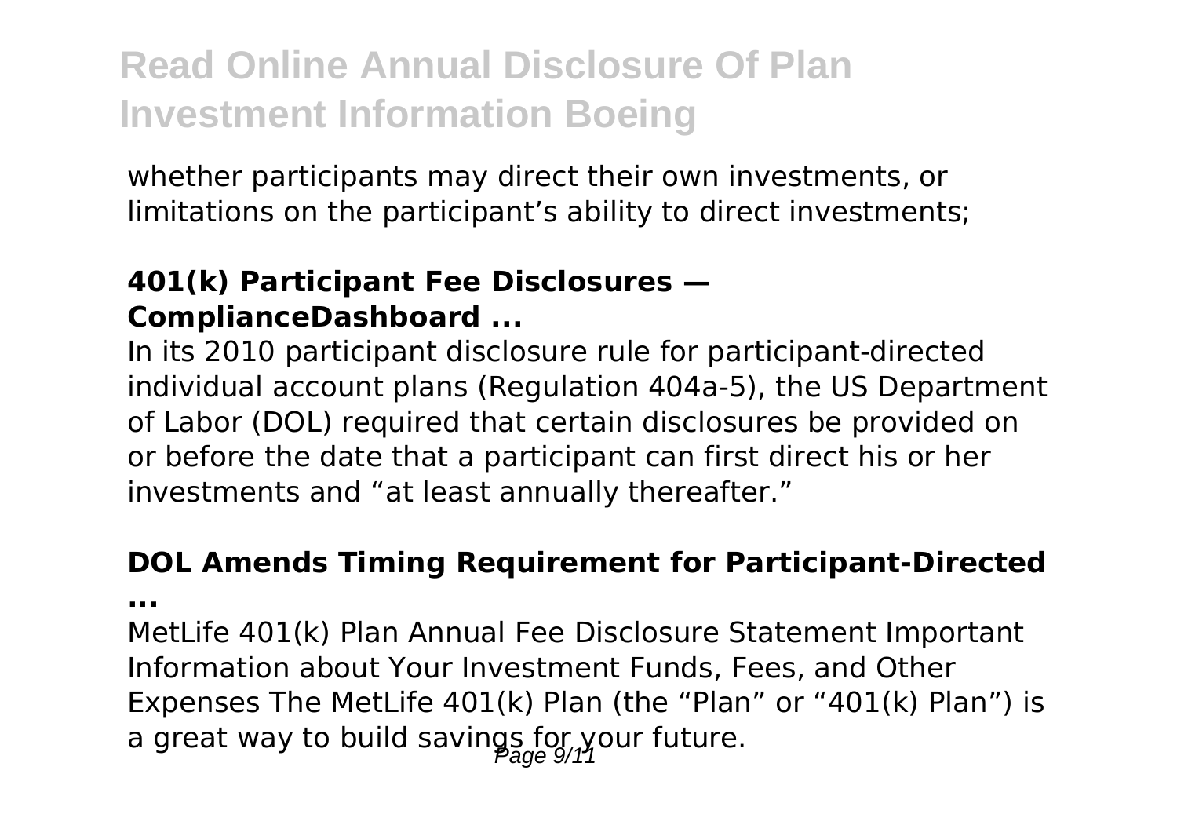whether participants may direct their own investments, or limitations on the participant's ability to direct investments;

### 401(k) Participant Fee Disclosures — ComplianceDashboard ...

In its 2010 participant disclosure rule for participant-directed individual account plans (Regulation 404a-5), the US Department of Labor (DOL) required that certain disclosures be provided on or before the date that a participant can first direct his or her investments and "at least annually thereafter."

### DOL Amends Timing Requirement for Participant-Directed ...

MetLife 401(k) Plan Annual Fee Disclosure Statement Important Information about Your Investment Funds, Fees, and Other Expenses The MetLife 401(k) Plan (the "Plan" or "401(k) Plan") is a great way to build savings for your future.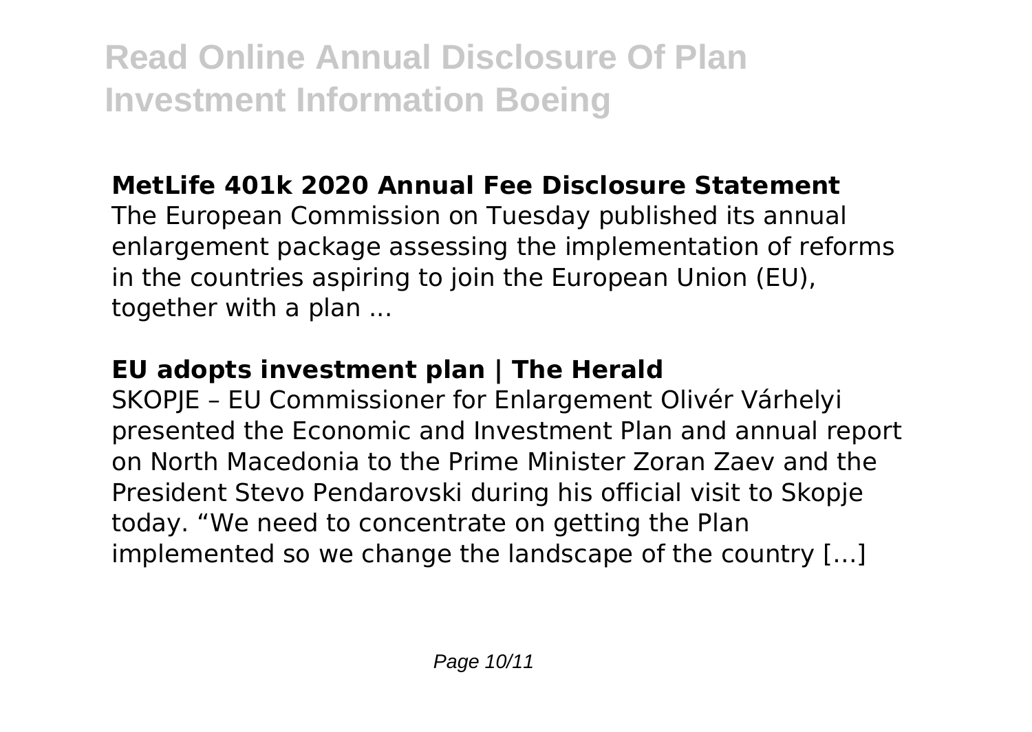## MetLife 401k 2020 Annual Fee Disclosure Statement

The European Commission on Tuesday published its annual enlargement package assessing the implementation of reforms in the countries aspiring to join the European Union (EU), together with a plan ...

## EU adopts investment plan | The Herald

SKOPJE – EU Commissioner for Enlargement Olivér Várhelyi presented the Economic and Investment Plan and annual report on North Macedonia to the Prime Minister Zoran Zaev and the President Stevo Pendarovski during his official visit to Skopje today. "We need to concentrate on getting the Plan implemented so we change the landscape of the country […]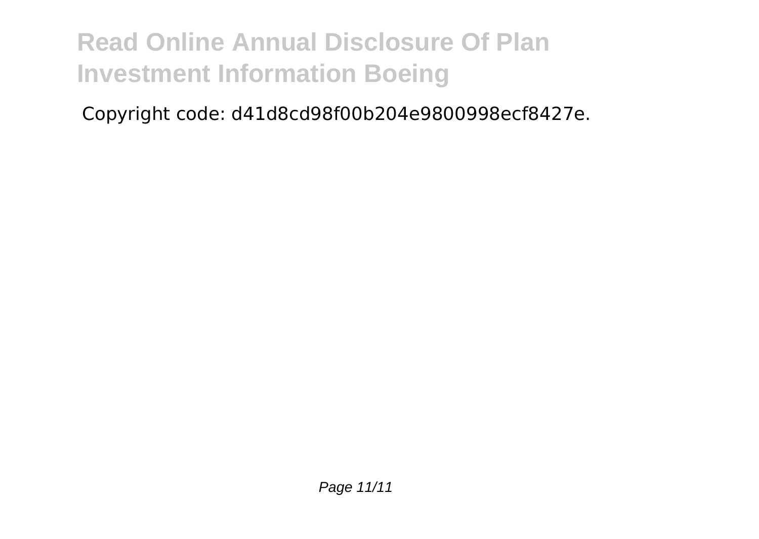Copyright code: d41d8cd98f00b204e9800998ecf8427e.